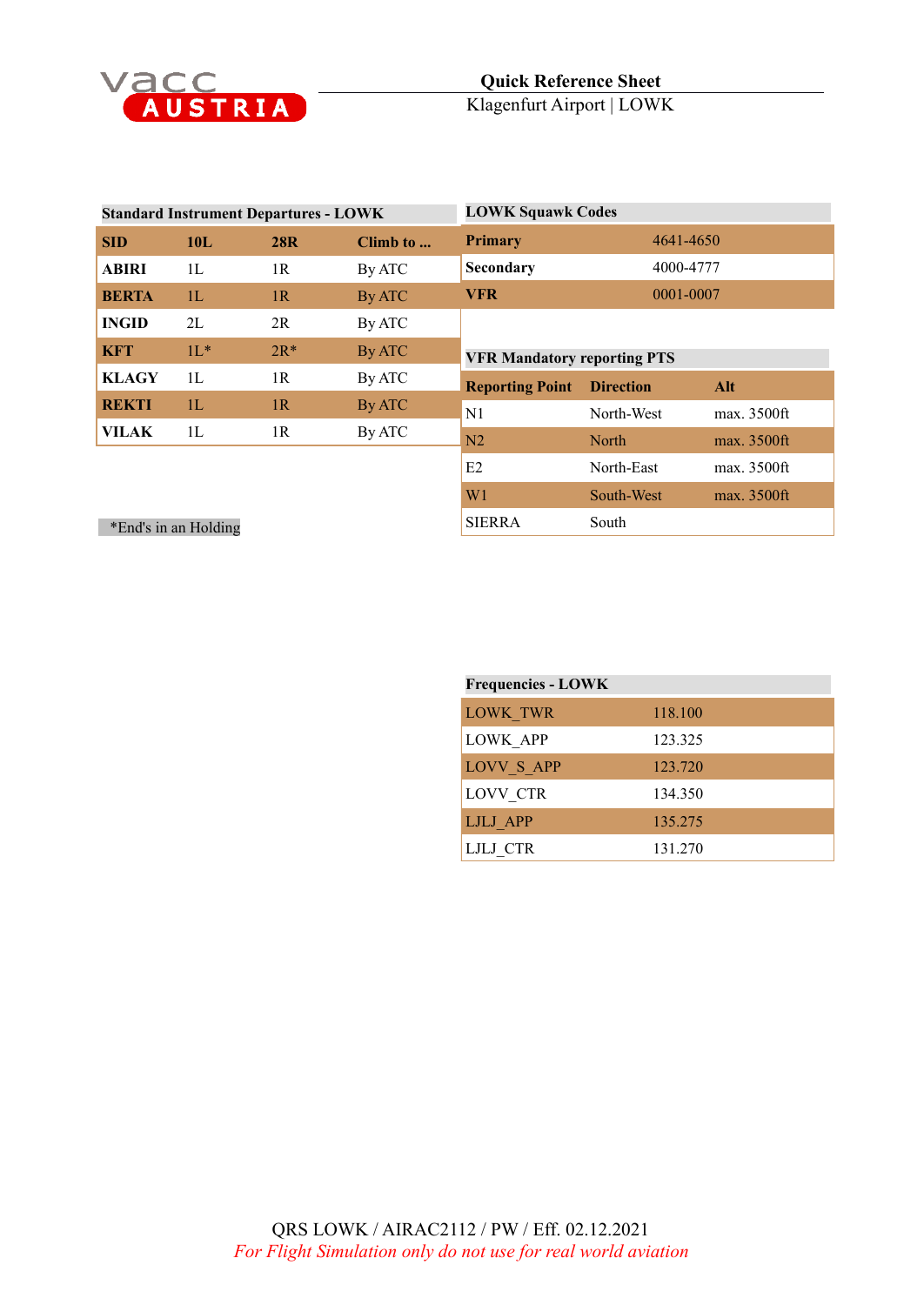vacc AUSTRIA

**Quick Reference Sheet**
Klagenfurt Airport | LOWK

### Standard Instrument Departures - LOWK

| SID | 10L | 28R | Climb to ... |
|---|---|---|---|
| **ABIRI** | 1L | 1R | By ATC |
| **BERTA** | 1L | 1R | By ATC |
| **INGID** | 2L | 2R | By ATC |
| **KFT** | 1L* | 2R* | By ATC |
| **KLAGY** | 1L | 1R | By ATC |
| **REKTI** | 1L | 1R | By ATC |
| **VILAK** | 1L | 1R | By ATC |

*End's in an Holding

### LOWK Squawk Codes

| | |
|---|---|
| **Primary** | 4641-4650 |
| **Secondary** | 4000-4777 |
| **VFR** | 0001-0007 |

### VFR Mandatory reporting PTS

| Reporting Point | Direction | Alt |
|---|---|---|
| N1 | North-West | max. 3500ft |
| N2 | North | max. 3500ft |
| E2 | North-East | max. 3500ft |
| W1 | South-West | max. 3500ft |
| SIERRA | South | |

### Frequencies - LOWK

| | |
|---|---|
| LOWK_TWR | 118.100 |
| LOWK_APP | 123.325 |
| LOVV_S_APP | 123.720 |
| LOVV_CTR | 134.350 |
| LJLJ_APP | 135.275 |
| LJLJ_CTR | 131.270 |

QRS LOWK / AIRAC2112 / PW / Eff. 02.12.2021

*For Flight Simulation only do not use for real world aviation*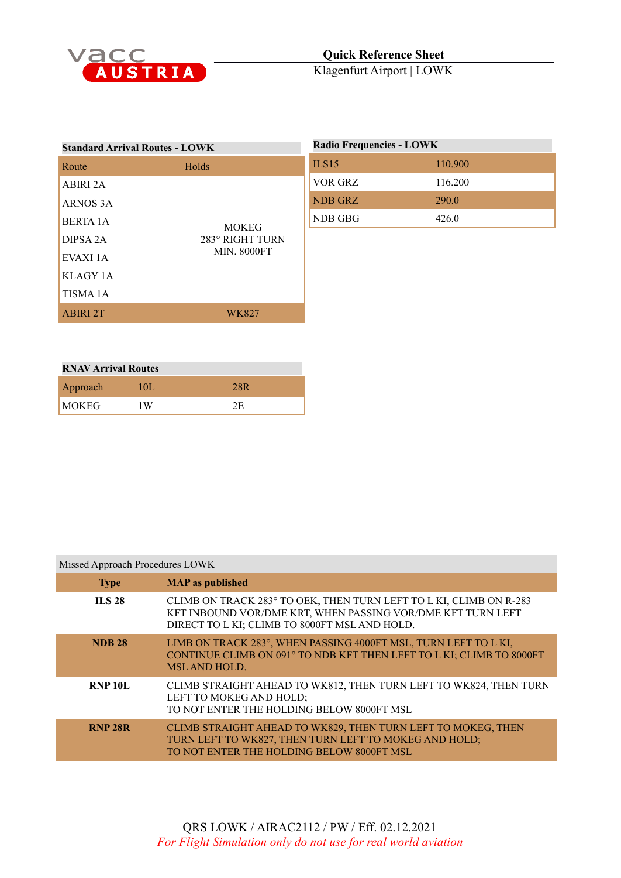# Quick Reference Sheet

Klagenfurt Airport | LOWK

### Standard Arrival Routes - LOWK

| Route | Holds |
|---|---|
| ABIRI 2A | MOKEG 283° RIGHT TURN MIN. 8000FT |
| ARNOS 3A | |
| BERTA 1A | |
| DIPSA 2A | |
| EVAXI 1A | |
| KLAGY 1A | |
| TISMA 1A | |
| ABIRI 2T | WK827 |

### Radio Frequencies - LOWK

| | |
|---|---|
| ILS15 | 110.900 |
| VOR GRZ | 116.200 |
| NDB GRZ | 290.0 |
| NDB GBG | 426.0 |

### RNAV Arrival Routes

| Approach | 10L | 28R |
|---|---|---|
| MOKEG | 1W | 2E |

### Missed Approach Procedures LOWK

| Type | MAP as published |
|---|---|
| ILS 28 | CLIMB ON TRACK 283° TO OEK, THEN TURN LEFT TO L KI, CLIMB ON R-283 KFT INBOUND VOR/DME KRT, WHEN PASSING VOR/DME KFT TURN LEFT DIRECT TO L KI; CLIMB TO 8000FT MSL AND HOLD. |
| NDB 28 | LIMB ON TRACK 283°, WHEN PASSING 4000FT MSL, TURN LEFT TO L KI, CONTINUE CLIMB ON 091° TO NDB KFT THEN LEFT TO L KI; CLIMB TO 8000FT MSL AND HOLD. |
| RNP 10L | CLIMB STRAIGHT AHEAD TO WK812, THEN TURN LEFT TO WK824, THEN TURN LEFT TO MOKEG AND HOLD;<br>TO NOT ENTER THE HOLDING BELOW 8000FT MSL |
| RNP 28R | CLIMB STRAIGHT AHEAD TO WK829, THEN TURN LEFT TO MOKEG, THEN TURN LEFT TO WK827, THEN TURN LEFT TO MOKEG AND HOLD;<br>TO NOT ENTER THE HOLDING BELOW 8000FT MSL |

QRS LOWK / AIRAC2112 / PW / Eff. 02.12.2021

*For Flight Simulation only do not use for real world aviation*